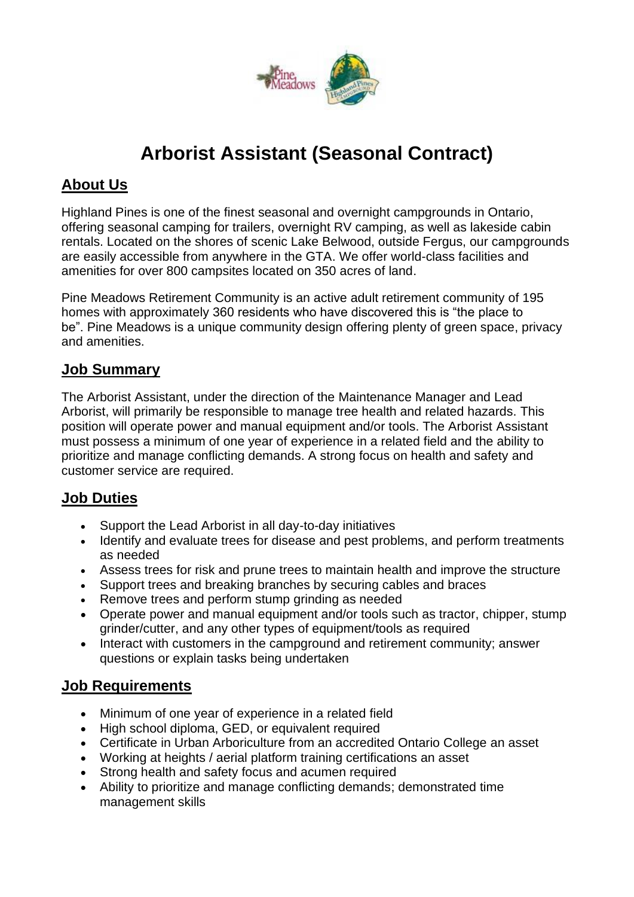# Arborist Assistant (Seasonal Contract)

## About Us

Highland Pines is one of the finest seasonal and overnight campgrounds in Ontario, offering seasonal camping for trailers, overnight RV camping, as well as lakeside cabin rentals. Located on the shores of scenic Lake Belwood, outside Fergus, our campgrounds are easily accessible from anywhere in the GTA. We offer world-class facilities and amenities for over 800 campsites located on 350 acres of land.

Pine Meadows Retirement Community is an active adult retirement community of 195 homes with approximately 360 residents who have discovered this is "the place to be". Pine Meadows is a unique community design offering plenty of green space, privacy and amenities.

## Job Summary

The Arborist Assistant, under the direction of the Maintenance Manager and Lead Arborist, will primarily be responsible to manage tree health and related hazards. This position will operate power and manual equipment and/or tools. The Arborist Assistant must possess a minimum of one year of experience in a related field and the ability to prioritize and manage conflicting demands. A strong focus on health and safety and customer service are required.

## Job Duties

- Support the Lead Arborist in all day-to-day initiatives
- Identify and evaluate trees for disease and pest problems, and perform treatments as needed
- Assess trees for risk and prune trees to maintain health and improve the structure
- Support trees and breaking branches by securing cables and braces
- Remove trees and perform stump grinding as needed
- Operate power and manual equipment and/or tools such as tractor, chipper, stump grinder/cutter, and any other types of equipment/tools as required
- Interact with customers in the campground and retirement community; answer questions or explain tasks being undertaken

## Job Requirements

- Minimum of one year of experience in a related field
- High school diploma, GED, or equivalent required
- Certificate in Urban Arboriculture from an accredited Ontario College an asset
- Working at heights / aerial platform training certifications an asset
- Strong health and safety focus and acumen required
- Ability to prioritize and manage conflicting demands; demonstrated time management skills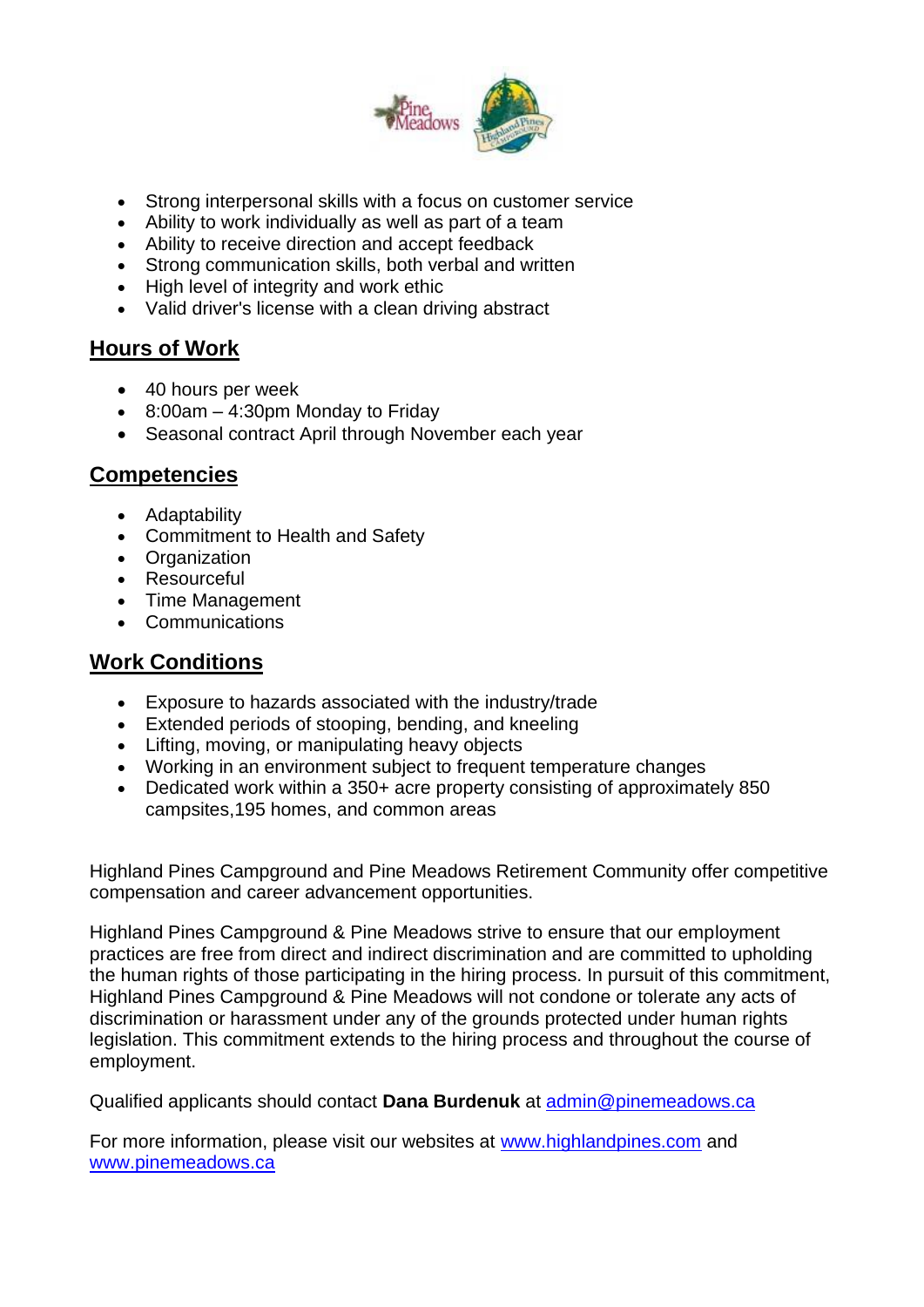- Strong interpersonal skills with a focus on customer service
- Ability to work individually as well as part of a team
- Ability to receive direction and accept feedback
- Strong communication skills, both verbal and written
- High level of integrity and work ethic
- Valid driver's license with a clean driving abstract

## Hours of Work

- 40 hours per week
- 8:00am – 4:30pm Monday to Friday
- Seasonal contract April through November each year

## Competencies

- Adaptability
- Commitment to Health and Safety
- Organization
- Resourceful
- Time Management
- Communications

## Work Conditions

- Exposure to hazards associated with the industry/trade
- Extended periods of stooping, bending, and kneeling
- Lifting, moving, or manipulating heavy objects
- Working in an environment subject to frequent temperature changes
- Dedicated work within a 350+ acre property consisting of approximately 850 campsites,195 homes, and common areas

Highland Pines Campground and Pine Meadows Retirement Community offer competitive compensation and career advancement opportunities.

Highland Pines Campground & Pine Meadows strive to ensure that our employment practices are free from direct and indirect discrimination and are committed to upholding the human rights of those participating in the hiring process. In pursuit of this commitment, Highland Pines Campground & Pine Meadows will not condone or tolerate any acts of discrimination or harassment under any of the grounds protected under human rights legislation. This commitment extends to the hiring process and throughout the course of employment.

Qualified applicants should contact **Dana Burdenuk** at admin@pinemeadows.ca

For more information, please visit our websites at www.highlandpines.com and www.pinemeadows.ca